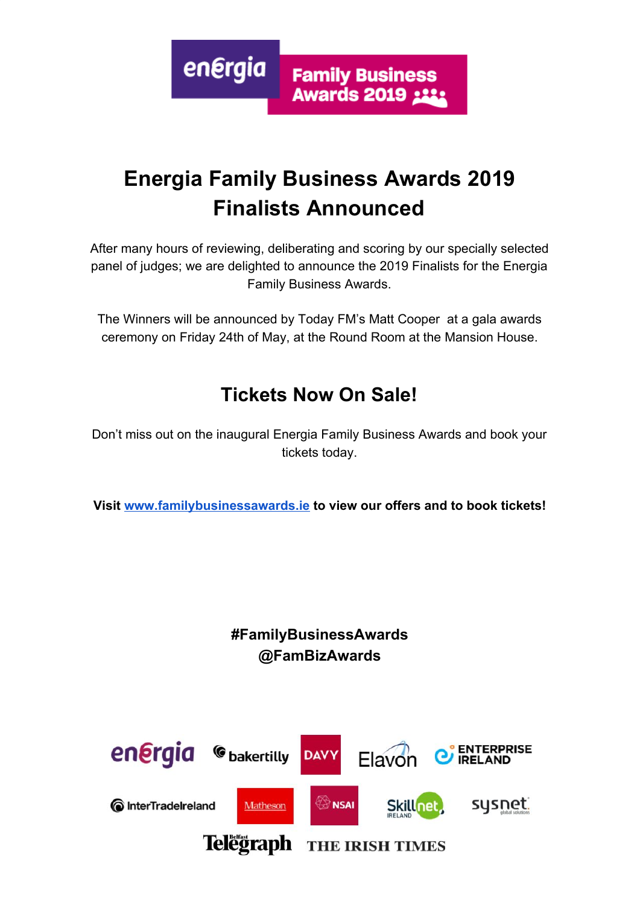# Energia Family Business Awards 2019 Finalists Announced

After many hours of reviewing, deliberating and scoring by our specially selected panel of judges; we are delighted to announce the 2019 Finalists for the Energia Family Business Awards.

The Winners will be announced by Today FM's Matt Cooper at a gala awards ceremony on Friday 24th of May, at the Round Room at the Mansion House.

## Tickets Now On Sale!

Don't miss out on the inaugural Energia Family Business Awards and book your tickets today.

**Visit [www.familybusinessawards.ie](http://www.familybusinessawards.ie) to view our offers and to book tickets!**

**#FamilyBusinessAwards**
**@FamBizAwards**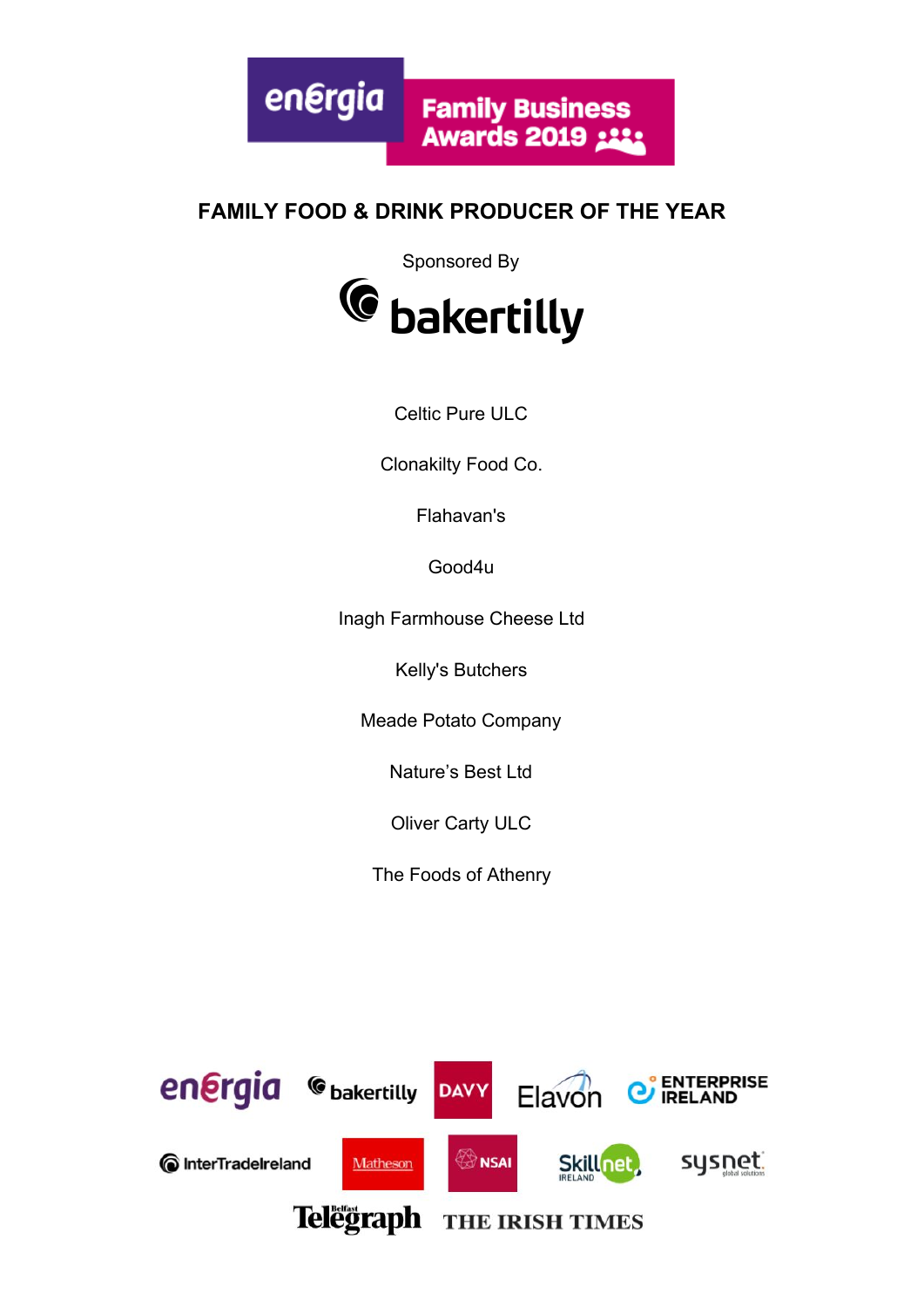# FAMILY FOOD & DRINK PRODUCER OF THE YEAR

Sponsored By

Celtic Pure ULC

Clonakilty Food Co.

Flahavan's

Good4u

Inagh Farmhouse Cheese Ltd

Kelly's Butchers

Meade Potato Company

Nature's Best Ltd

Oliver Carty ULC

The Foods of Athenry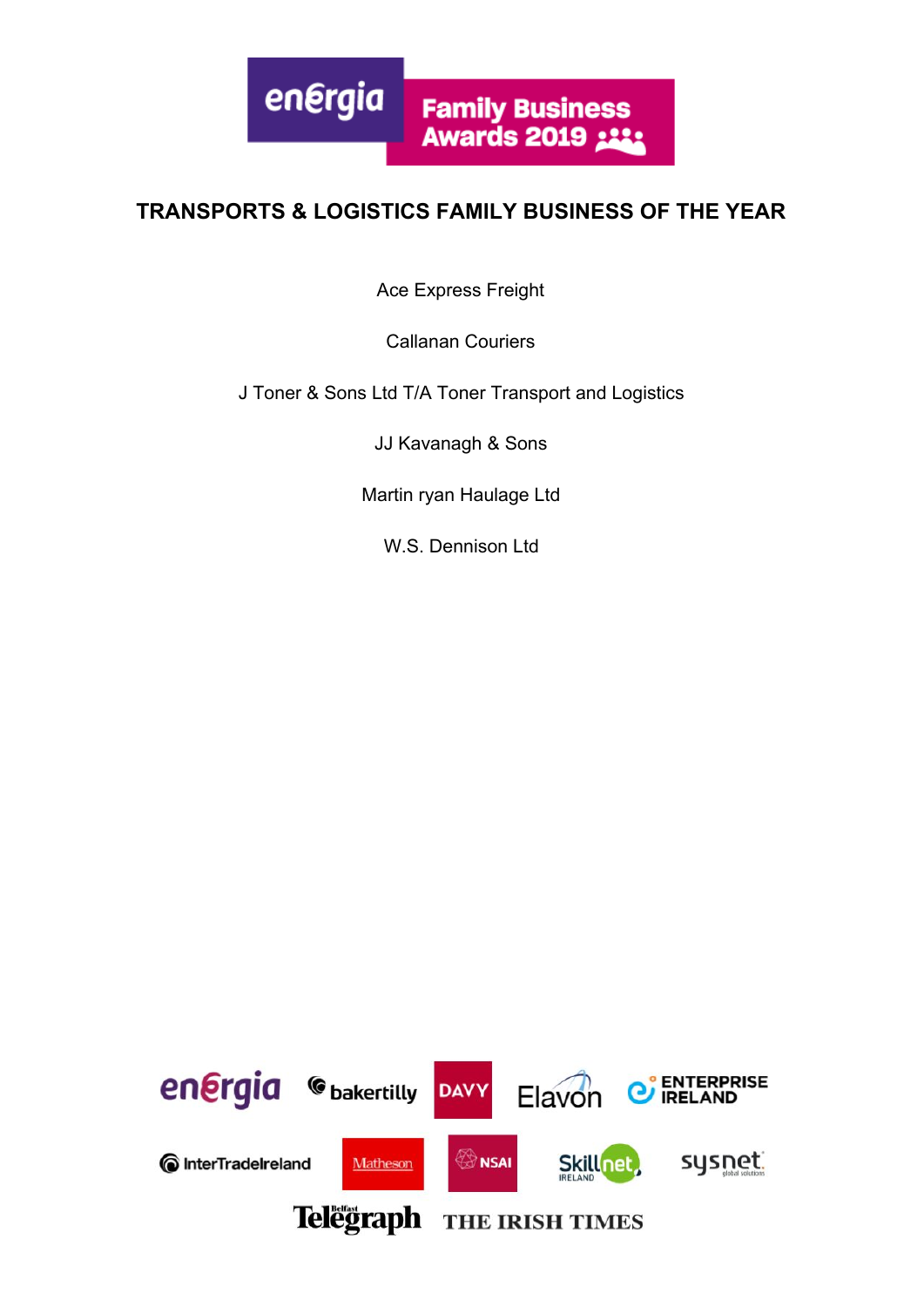## TRANSPORTS & LOGISTICS FAMILY BUSINESS OF THE YEAR

Ace Express Freight

Callanan Couriers

J Toner & Sons Ltd T/A Toner Transport and Logistics

JJ Kavanagh & Sons

Martin ryan Haulage Ltd

W.S. Dennison Ltd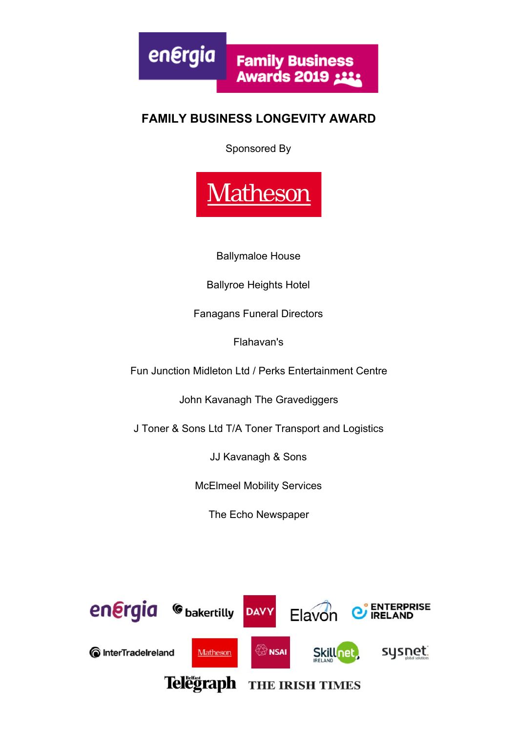energia Family Business Awards 2019

## FAMILY BUSINESS LONGEVITY AWARD

Sponsored By

Matheson

Ballymaloe House

Ballyroe Heights Hotel

Fanagans Funeral Directors

Flahavan's

Fun Junction Midleton Ltd / Perks Entertainment Centre

John Kavanagh The Gravediggers

J Toner & Sons Ltd T/A Toner Transport and Logistics

JJ Kavanagh & Sons

McElmeel Mobility Services

The Echo Newspaper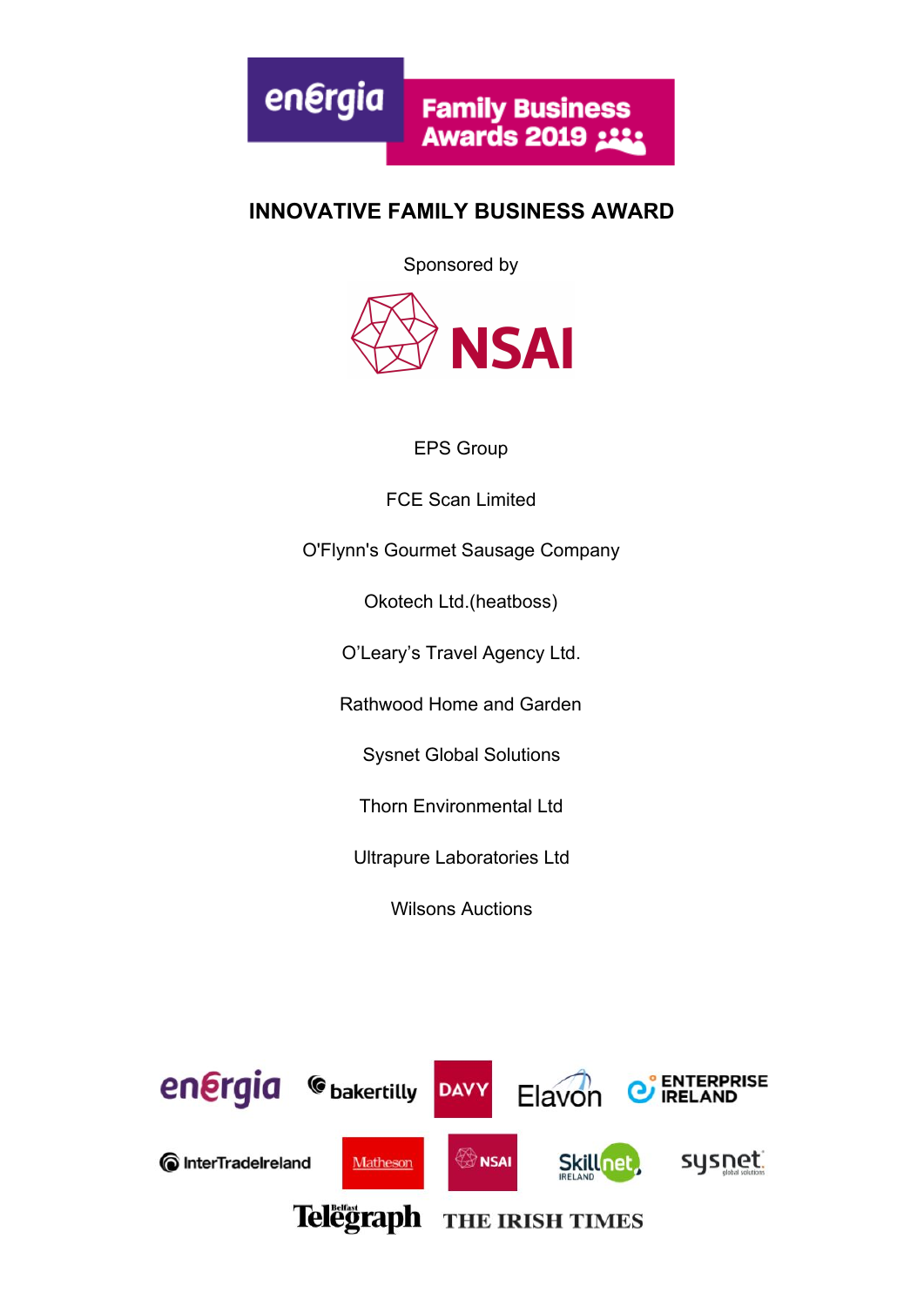# INNOVATIVE FAMILY BUSINESS AWARD

Sponsored by

NSAI

EPS Group

FCE Scan Limited

O'Flynn's Gourmet Sausage Company

Okotech Ltd.(heatboss)

O'Leary's Travel Agency Ltd.

Rathwood Home and Garden

Sysnet Global Solutions

Thorn Environmental Ltd

Ultrapure Laboratories Ltd

Wilsons Auctions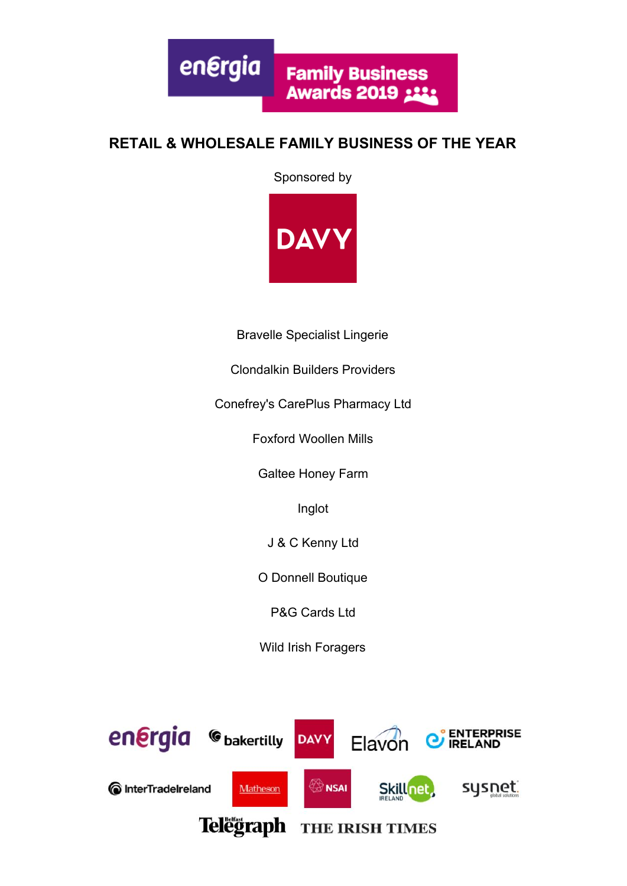# RETAIL & WHOLESALE FAMILY BUSINESS OF THE YEAR

Sponsored by

Bravelle Specialist Lingerie

Clondalkin Builders Providers

Conefrey's CarePlus Pharmacy Ltd

Foxford Woollen Mills

Galtee Honey Farm

Inglot

J & C Kenny Ltd

O Donnell Boutique

P&G Cards Ltd

Wild Irish Foragers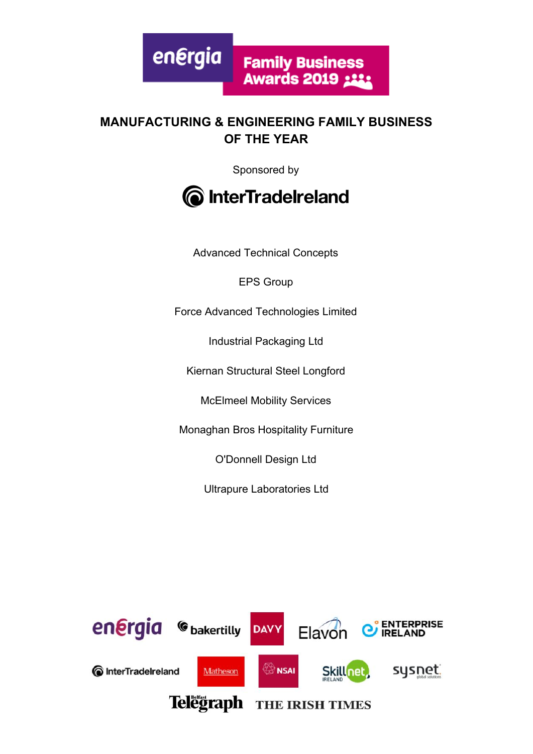energia Family Business Awards 2019

## MANUFACTURING & ENGINEERING FAMILY BUSINESS OF THE YEAR

Sponsored by

InterTradeIreland

Advanced Technical Concepts

EPS Group

Force Advanced Technologies Limited

Industrial Packaging Ltd

Kiernan Structural Steel Longford

McElmeel Mobility Services

Monaghan Bros Hospitality Furniture

O'Donnell Design Ltd

Ultrapure Laboratories Ltd

energia bakertilly DAVY Elavon ENTERPRISE IRELAND

InterTradeIreland Matheson NSAI Skillnet IRELAND sysnet global solutions

Belfast Telegraph THE IRISH TIMES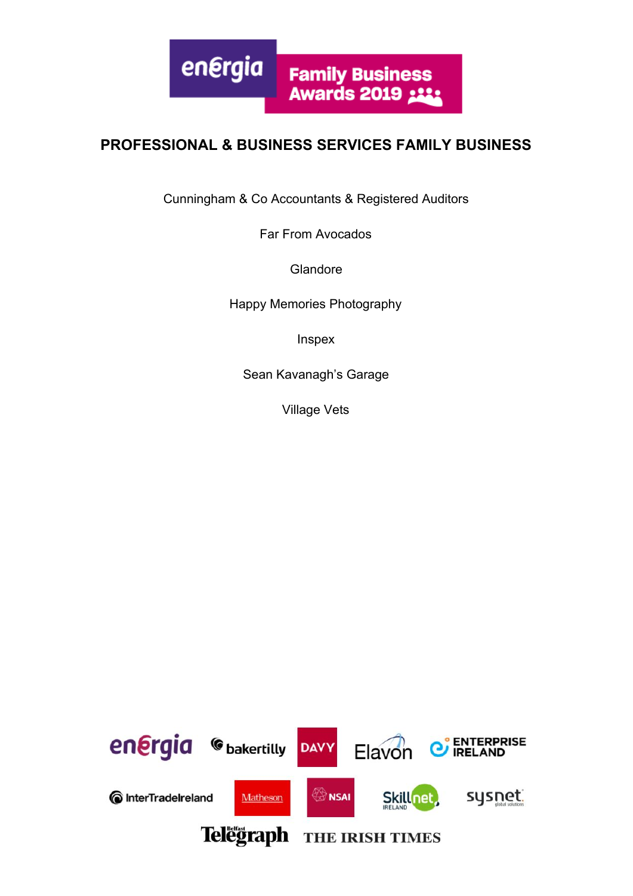## PROFESSIONAL & BUSINESS SERVICES FAMILY BUSINESS

Cunningham & Co Accountants & Registered Auditors

Far From Avocados

Glandore

Happy Memories Photography

Inspex

Sean Kavanagh's Garage

Village Vets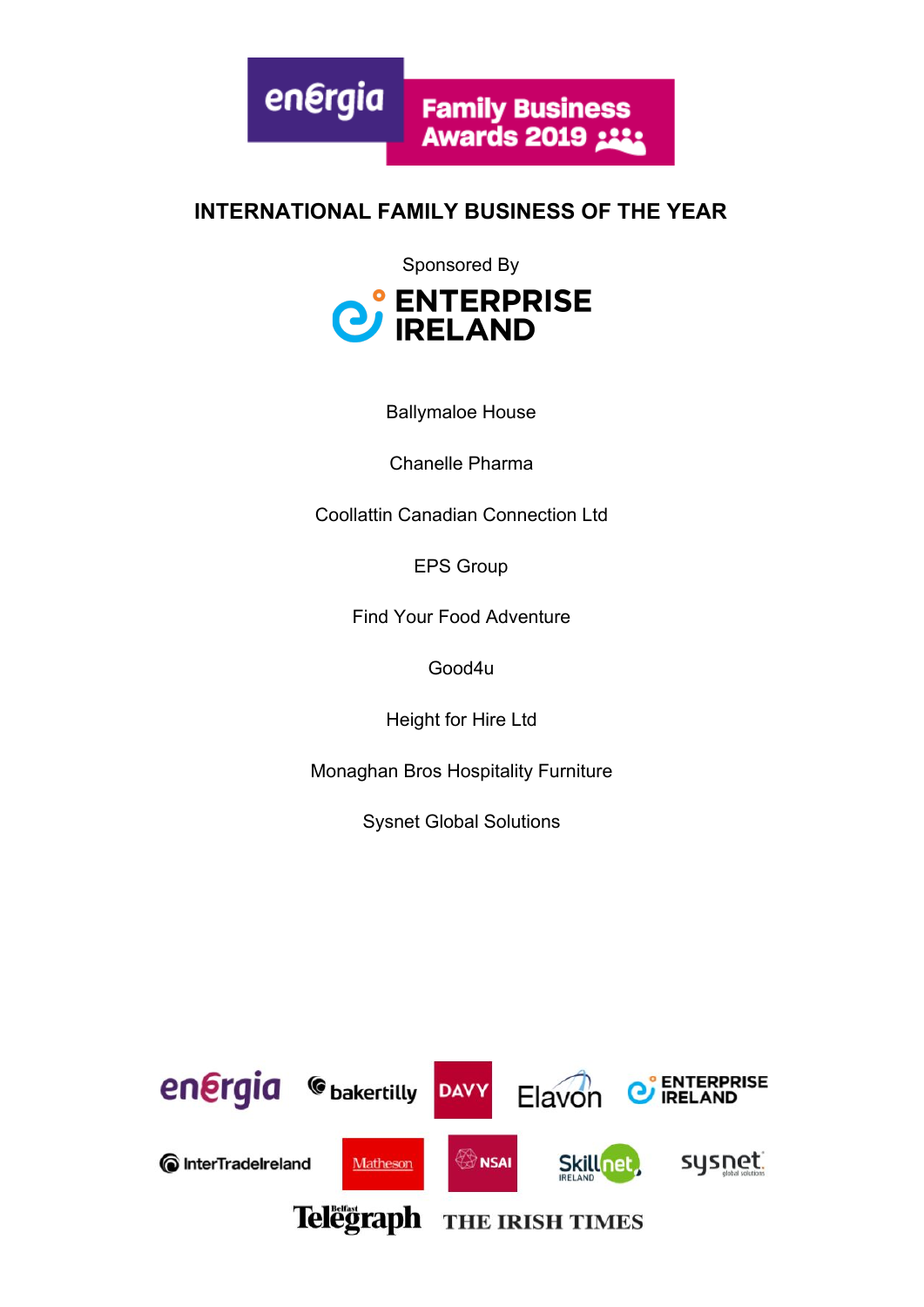# INTERNATIONAL FAMILY BUSINESS OF THE YEAR

Sponsored By

ENTERPRISE IRELAND

Ballymaloe House

Chanelle Pharma

Coollattin Canadian Connection Ltd

EPS Group

Find Your Food Adventure

Good4u

Height for Hire Ltd

Monaghan Bros Hospitality Furniture

Sysnet Global Solutions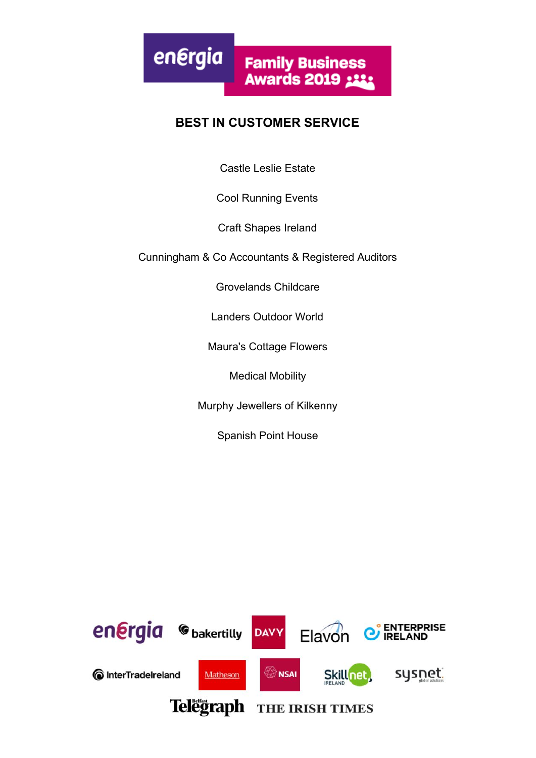## BEST IN CUSTOMER SERVICE

Castle Leslie Estate

Cool Running Events

Craft Shapes Ireland

Cunningham & Co Accountants & Registered Auditors

Grovelands Childcare

Landers Outdoor World

Maura's Cottage Flowers

Medical Mobility

Murphy Jewellers of Kilkenny

Spanish Point House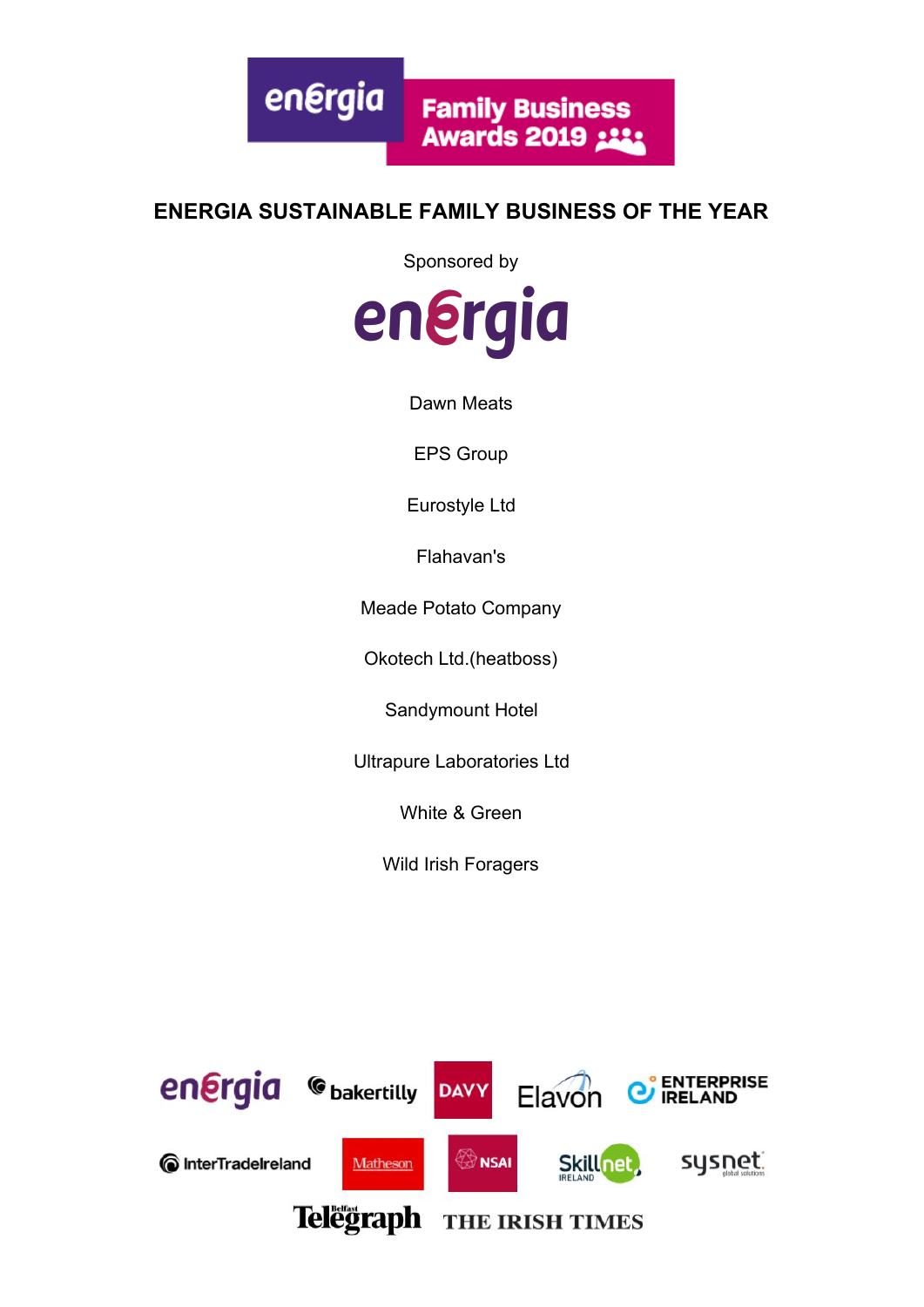## ENERGIA SUSTAINABLE FAMILY BUSINESS OF THE YEAR

Sponsored by

Dawn Meats

EPS Group

Eurostyle Ltd

Flahavan's

Meade Potato Company

Okotech Ltd.(heatboss)

Sandymount Hotel

Ultrapure Laboratories Ltd

White & Green

Wild Irish Foragers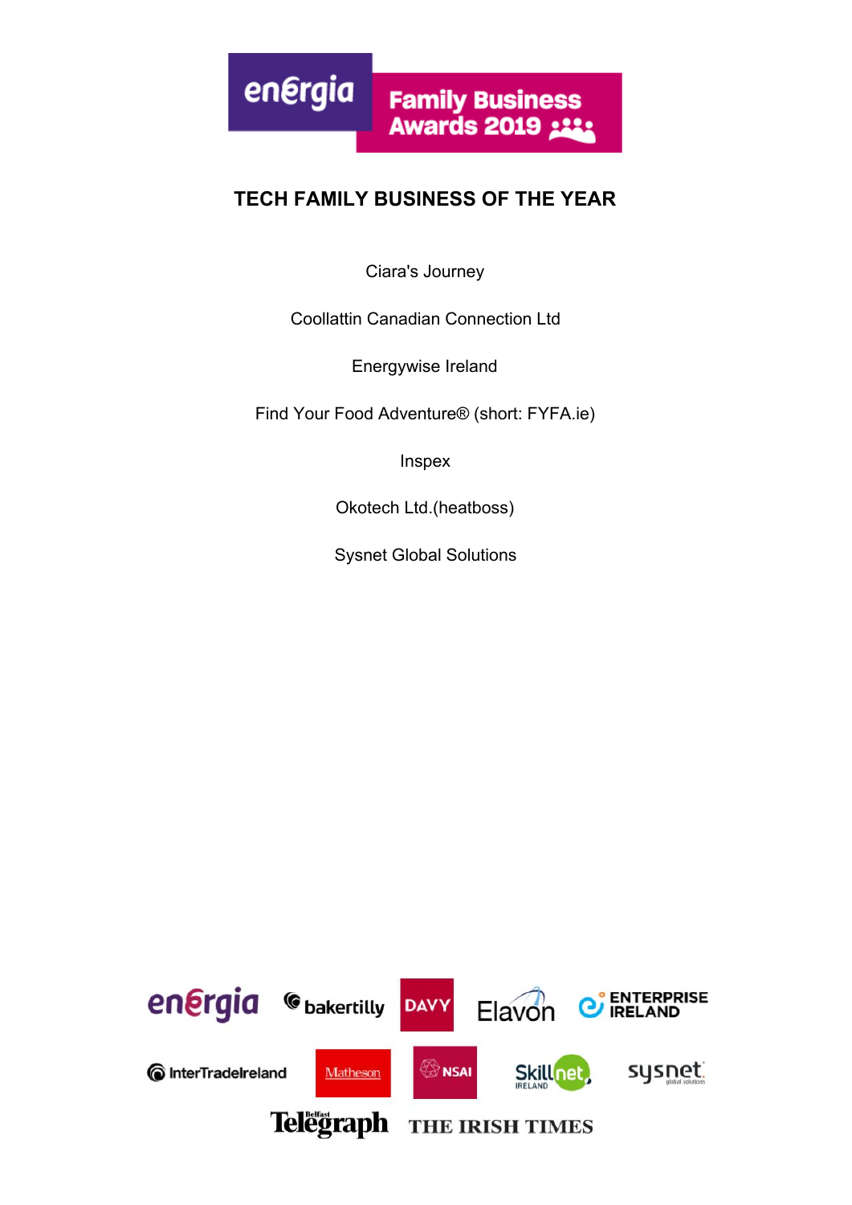## TECH FAMILY BUSINESS OF THE YEAR

Ciara's Journey

Coollattin Canadian Connection Ltd

Energywise Ireland

Find Your Food Adventure® (short: FYFA.ie)

Inspex

Okotech Ltd.(heatboss)

Sysnet Global Solutions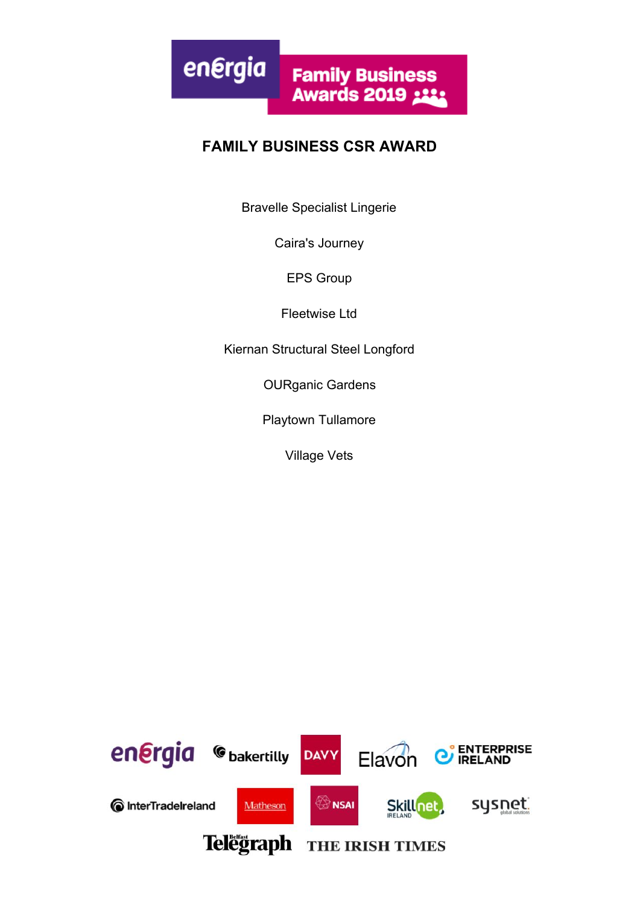## FAMILY BUSINESS CSR AWARD

Bravelle Specialist Lingerie

Caira's Journey

EPS Group

Fleetwise Ltd

Kiernan Structural Steel Longford

OURganic Gardens

Playtown Tullamore

Village Vets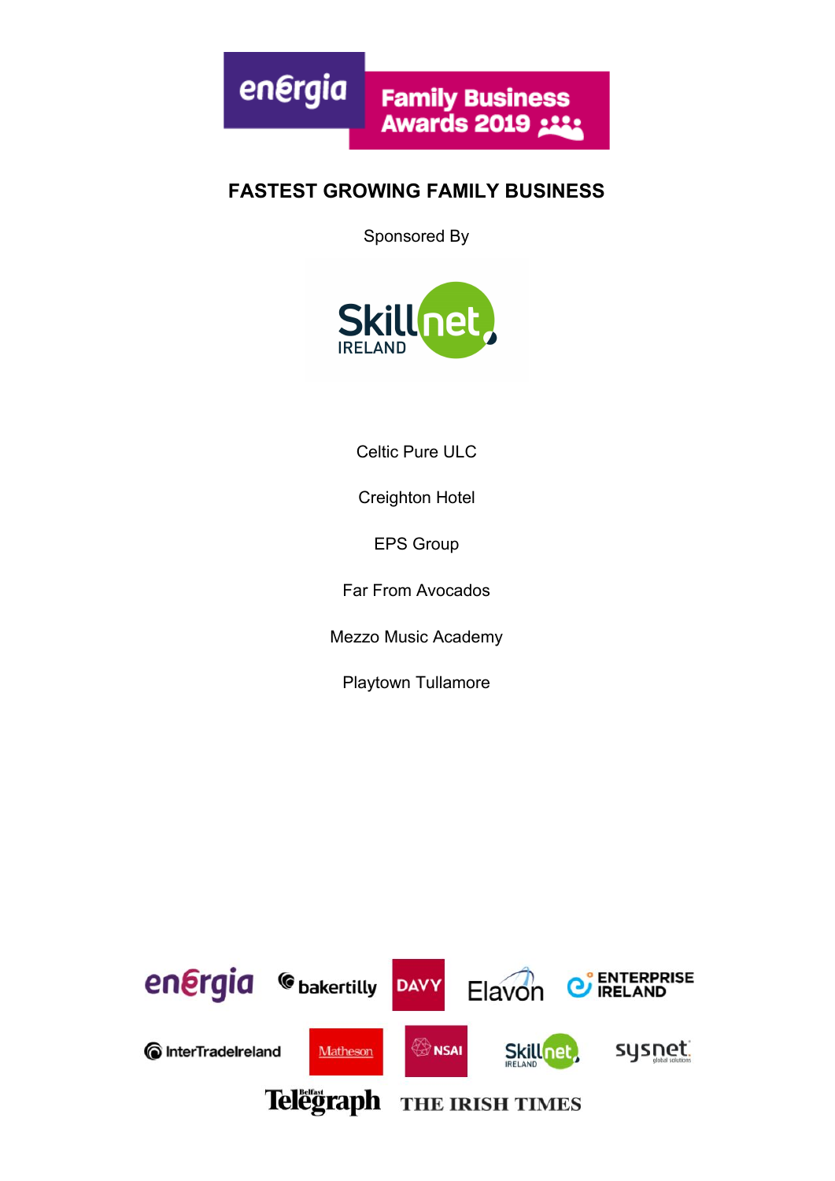## FASTEST GROWING FAMILY BUSINESS

Sponsored By

Celtic Pure ULC

Creighton Hotel

EPS Group

Far From Avocados

Mezzo Music Academy

Playtown Tullamore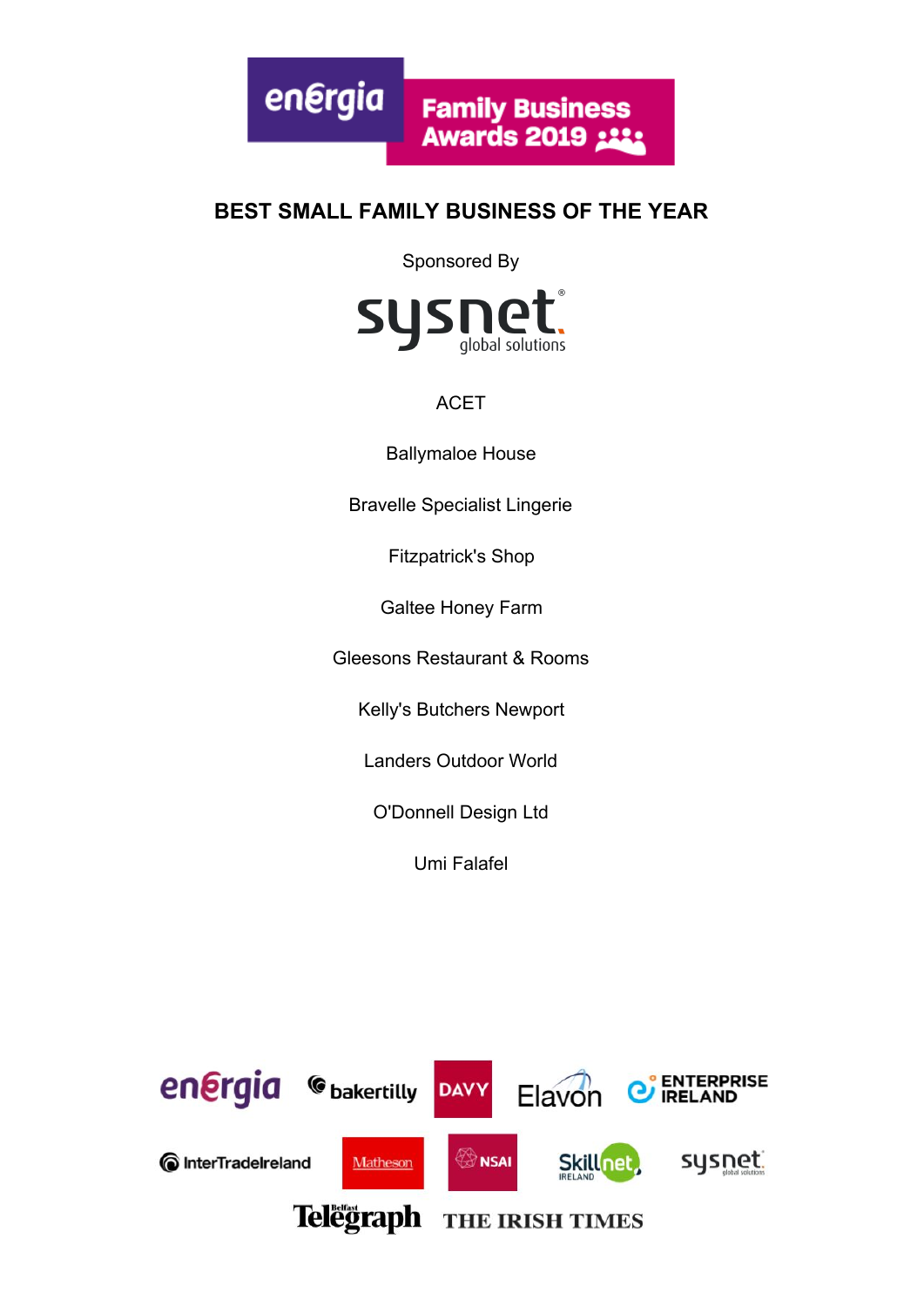# BEST SMALL FAMILY BUSINESS OF THE YEAR

Sponsored By

ACET

Ballymaloe House

Bravelle Specialist Lingerie

Fitzpatrick's Shop

Galtee Honey Farm

Gleesons Restaurant & Rooms

Kelly's Butchers Newport

Landers Outdoor World

O'Donnell Design Ltd

Umi Falafel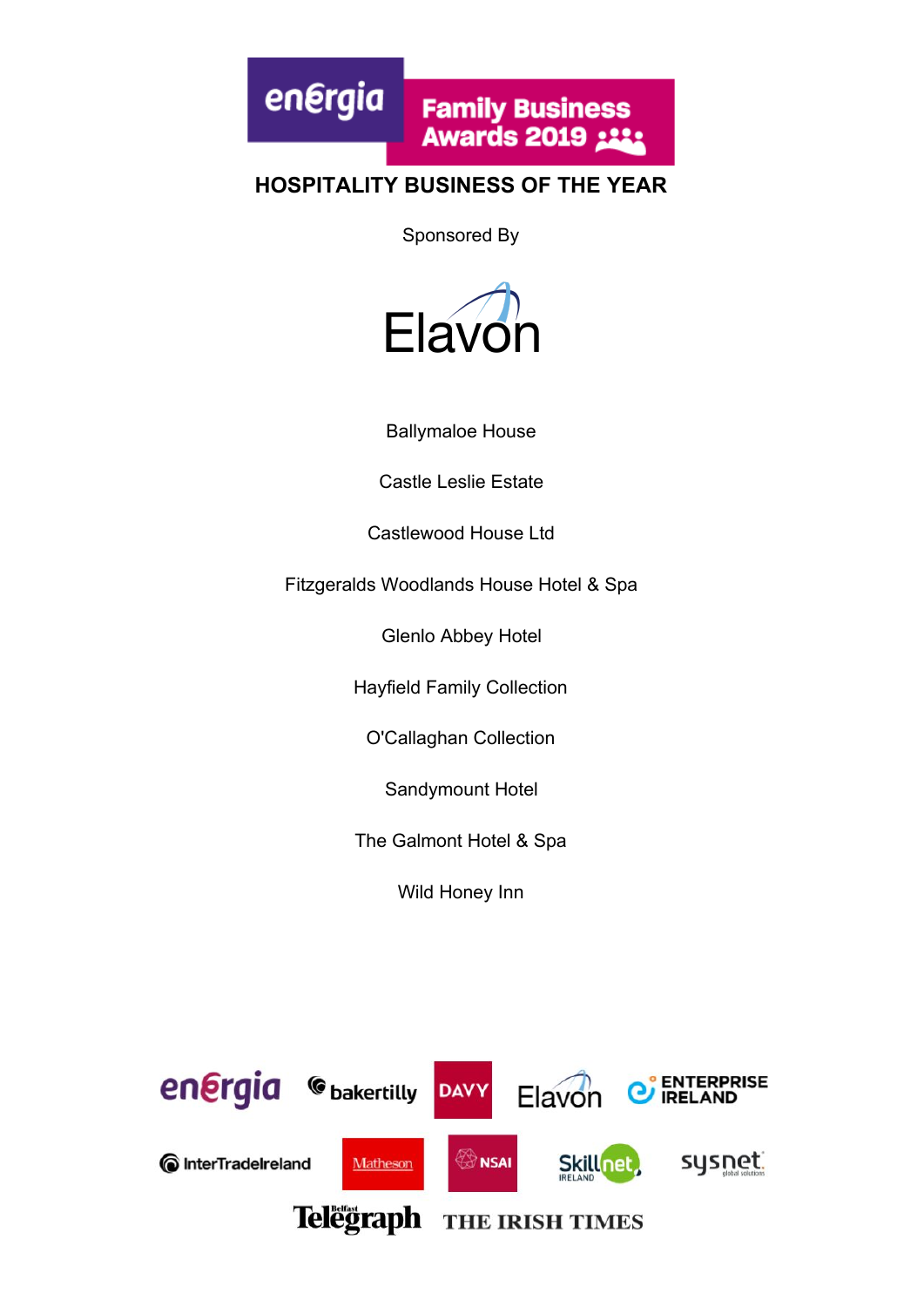energia Family Business Awards 2019

## HOSPITALITY BUSINESS OF THE YEAR

Sponsored By

Elavon

Ballymaloe House

Castle Leslie Estate

Castlewood House Ltd

Fitzgeralds Woodlands House Hotel & Spa

Glenlo Abbey Hotel

Hayfield Family Collection

O'Callaghan Collection

Sandymount Hotel

The Galmont Hotel & Spa

Wild Honey Inn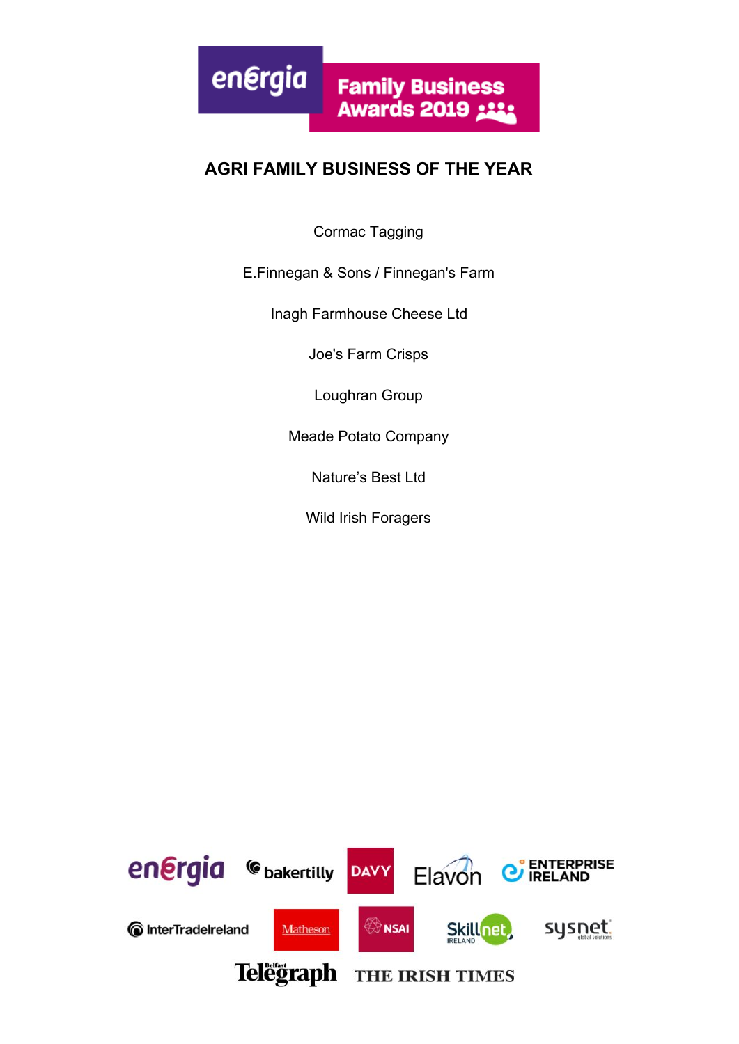## AGRI FAMILY BUSINESS OF THE YEAR

Cormac Tagging

E.Finnegan & Sons / Finnegan's Farm

Inagh Farmhouse Cheese Ltd

Joe's Farm Crisps

Loughran Group

Meade Potato Company

Nature's Best Ltd

Wild Irish Foragers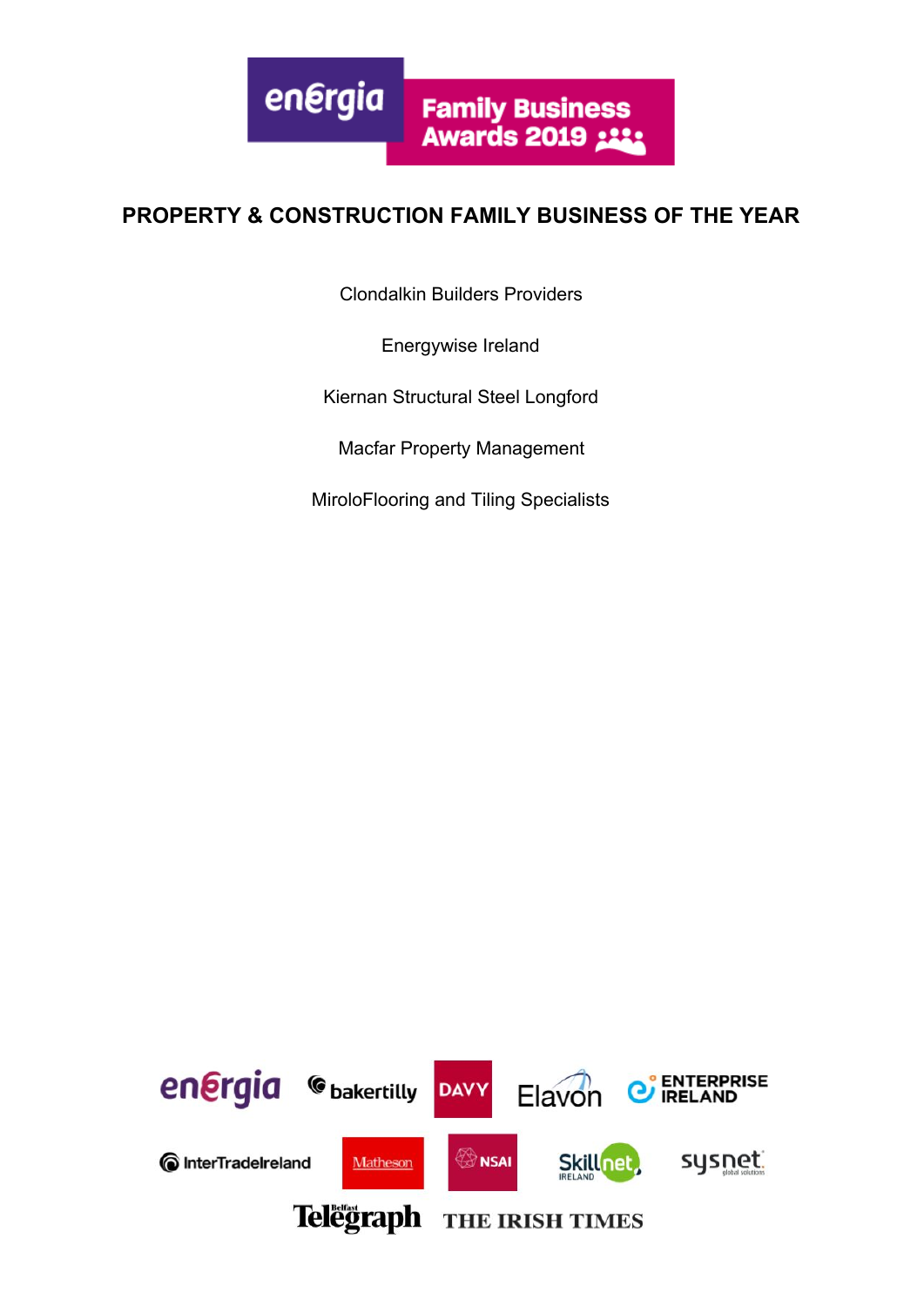## PROPERTY & CONSTRUCTION FAMILY BUSINESS OF THE YEAR

Clondalkin Builders Providers

Energywise Ireland

Kiernan Structural Steel Longford

Macfar Property Management

MiroloFlooring and Tiling Specialists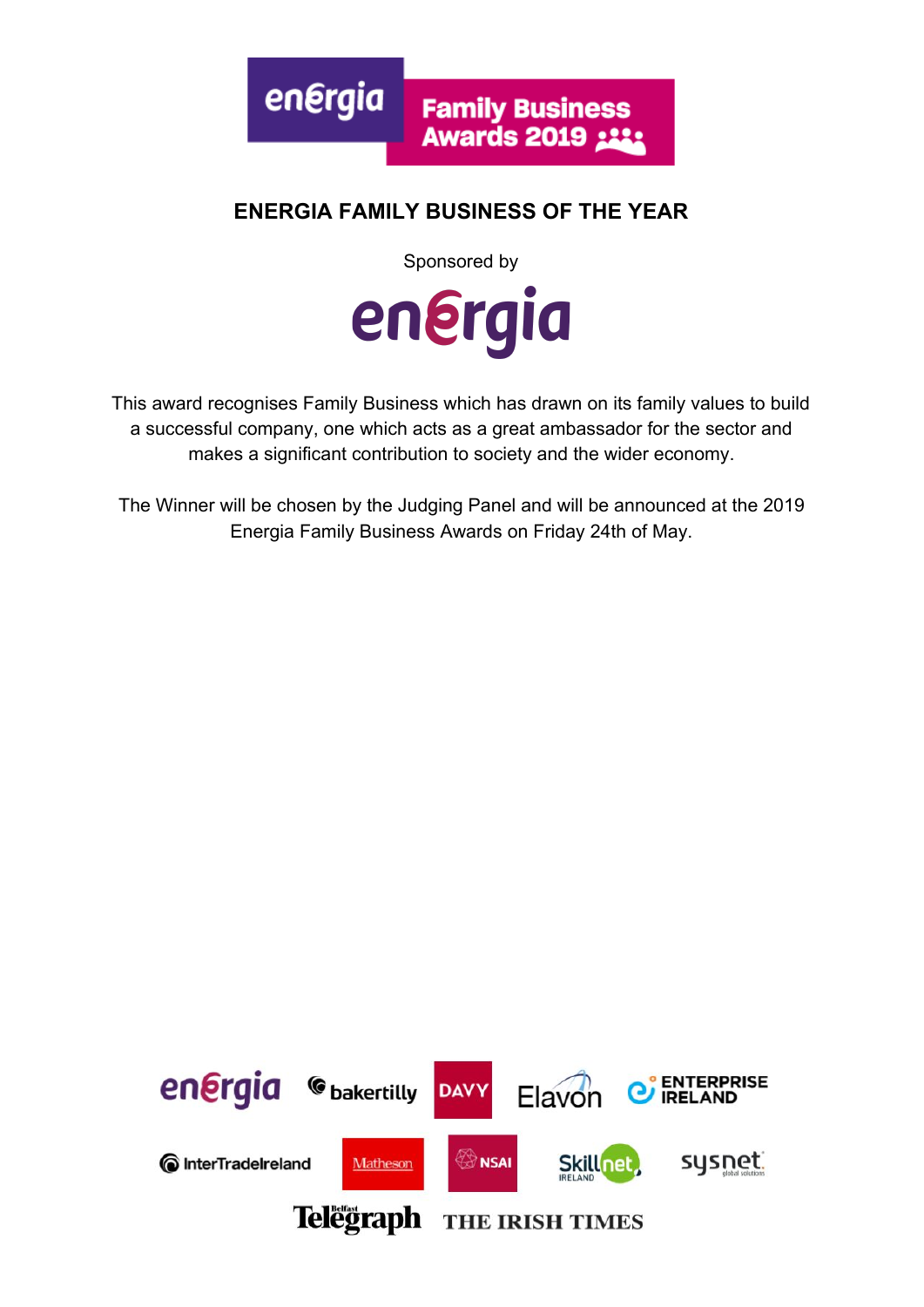## ENERGIA FAMILY BUSINESS OF THE YEAR

Sponsored by

This award recognises Family Business which has drawn on its family values to build a successful company, one which acts as a great ambassador for the sector and makes a significant contribution to society and the wider economy.

The Winner will be chosen by the Judging Panel and will be announced at the 2019 Energia Family Business Awards on Friday 24th of May.